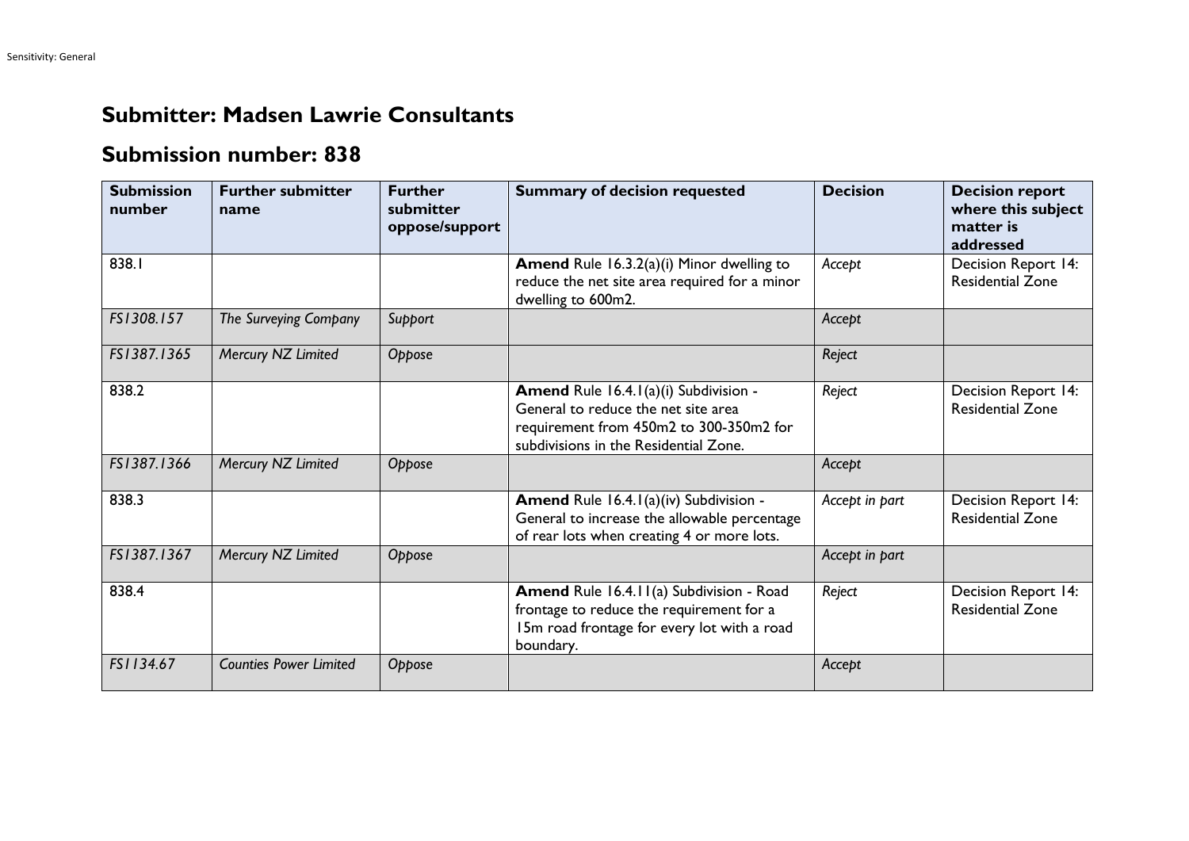## Submitter: Madsen Lawrie Consultants

## Submission number: 838

| Submission number | Further submitter name | Further submitter oppose/support | Summary of decision requested | Decision | Decision report where this subject matter is addressed |
|---|---|---|---|---|---|
| 838.1 | | | **Amend** Rule 16.3.2(a)(i) Minor dwelling to reduce the net site area required for a minor dwelling to 600m2. | *Accept* | Decision Report 14: Residential Zone |
| *FS1308.157* | *The Surveying Company* | *Support* | | *Accept* | |
| *FS1387.1365* | *Mercury NZ Limited* | *Oppose* | | *Reject* | |
| 838.2 | | | **Amend** Rule 16.4.1(a)(i) Subdivision - General to reduce the net site area requirement from 450m2 to 300-350m2 for subdivisions in the Residential Zone. | *Reject* | Decision Report 14: Residential Zone |
| *FS1387.1366* | *Mercury NZ Limited* | *Oppose* | | *Accept* | |
| 838.3 | | | **Amend** Rule 16.4.1(a)(iv) Subdivision - General to increase the allowable percentage of rear lots when creating 4 or more lots. | *Accept in part* | Decision Report 14: Residential Zone |
| *FS1387.1367* | *Mercury NZ Limited* | *Oppose* | | *Accept in part* | |
| 838.4 | | | **Amend** Rule 16.4.11(a) Subdivision - Road frontage to reduce the requirement for a 15m road frontage for every lot with a road boundary. | *Reject* | Decision Report 14: Residential Zone |
| *FS1134.67* | *Counties Power Limited* | *Oppose* | | *Accept* | |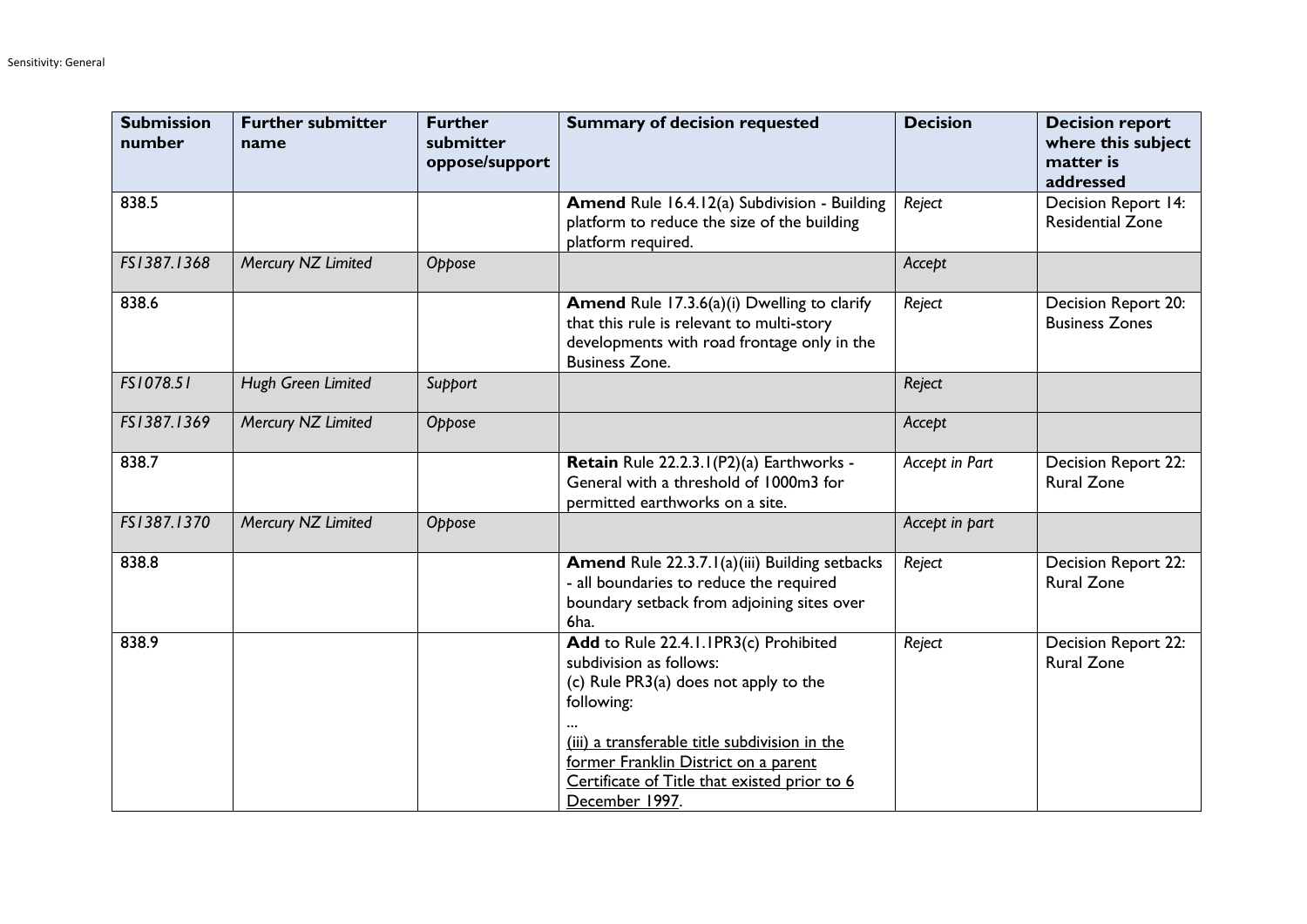| Submission number | Further submitter name | Further submitter oppose/support | Summary of decision requested | Decision | Decision report where this subject matter is addressed |
|---|---|---|---|---|---|
| 838.5 | | | **Amend** Rule 16.4.12(a) Subdivision - Building platform to reduce the size of the building platform required. | *Reject* | Decision Report 14: Residential Zone |
| *FS1387.1368* | *Mercury NZ Limited* | *Oppose* | | *Accept* | |
| 838.6 | | | **Amend** Rule 17.3.6(a)(i) Dwelling to clarify that this rule is relevant to multi-story developments with road frontage only in the Business Zone. | *Reject* | Decision Report 20: Business Zones |
| *FS1078.51* | *Hugh Green Limited* | *Support* | | *Reject* | |
| *FS1387.1369* | *Mercury NZ Limited* | *Oppose* | | *Accept* | |
| 838.7 | | | **Retain** Rule 22.2.3.1(P2)(a) Earthworks - General with a threshold of 1000m3 for permitted earthworks on a site. | *Accept in Part* | Decision Report 22: Rural Zone |
| *FS1387.1370* | *Mercury NZ Limited* | *Oppose* | | *Accept in part* | |
| 838.8 | | | **Amend** Rule 22.3.7.1(a)(iii) Building setbacks - all boundaries to reduce the required boundary setback from adjoining sites over 6ha. | *Reject* | Decision Report 22: Rural Zone |
| 838.9 | | | **Add** to Rule 22.4.1.1PR3(c) Prohibited subdivision as follows: (c) Rule PR3(a) does not apply to the following: ... <u>(iii) a transferable title subdivision in the former Franklin District on a parent Certificate of Title that existed prior to 6 December 1997</u>. | *Reject* | Decision Report 22: Rural Zone |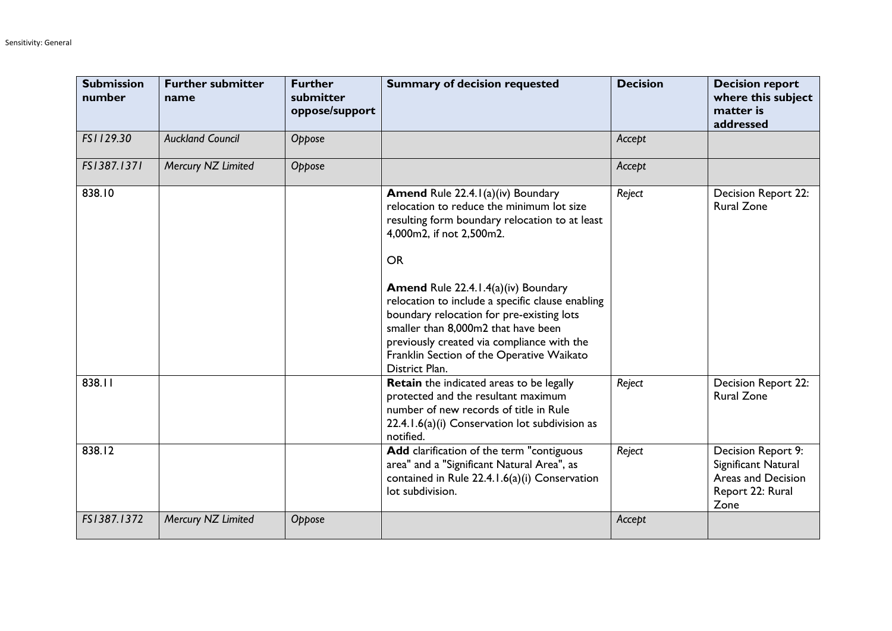| Submission number | Further submitter name | Further submitter oppose/support | Summary of decision requested | Decision | Decision report where this subject matter is addressed |
|---|---|---|---|---|---|
| *FS1129.30* | *Auckland Council* | *Oppose* | | *Accept* | |
| *FS1387.1371* | *Mercury NZ Limited* | *Oppose* | | *Accept* | |
| 838.10 | | | **Amend** Rule 22.4.1(a)(iv) Boundary relocation to reduce the minimum lot size resulting form boundary relocation to at least 4,000m2, if not 2,500m2.<br><br>OR<br><br>**Amend** Rule 22.4.1.4(a)(iv) Boundary relocation to include a specific clause enabling boundary relocation for pre-existing lots smaller than 8,000m2 that have been previously created via compliance with the Franklin Section of the Operative Waikato District Plan. | *Reject* | Decision Report 22: Rural Zone |
| 838.11 | | | **Retain** the indicated areas to be legally protected and the resultant maximum number of new records of title in Rule 22.4.1.6(a)(i) Conservation lot subdivision as notified. | *Reject* | Decision Report 22: Rural Zone |
| 838.12 | | | **Add** clarification of the term "contiguous area" and a "Significant Natural Area", as contained in Rule 22.4.1.6(a)(i) Conservation lot subdivision. | *Reject* | Decision Report 9: Significant Natural Areas and Decision Report 22: Rural Zone |
| *FS1387.1372* | *Mercury NZ Limited* | *Oppose* | | *Accept* | |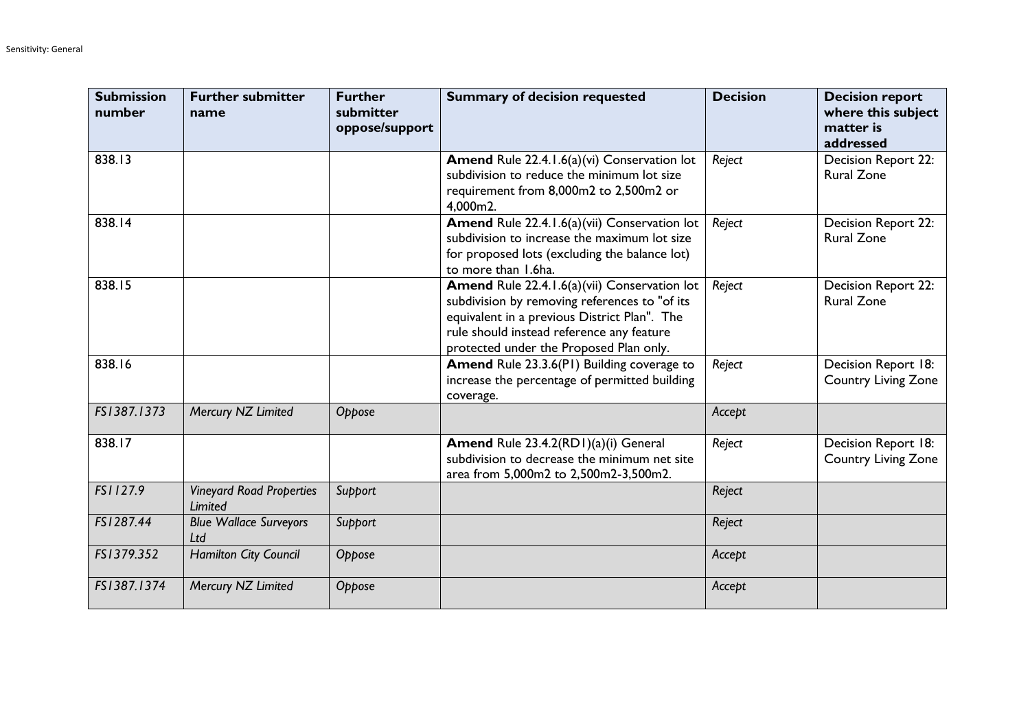| Submission number | Further submitter name | Further submitter oppose/support | Summary of decision requested | Decision | Decision report where this subject matter is addressed |
|---|---|---|---|---|---|
| 838.13 | | | **Amend** Rule 22.4.1.6(a)(vi) Conservation lot subdivision to reduce the minimum lot size requirement from 8,000m2 to 2,500m2 or 4,000m2. | *Reject* | Decision Report 22: Rural Zone |
| 838.14 | | | **Amend** Rule 22.4.1.6(a)(vii) Conservation lot subdivision to increase the maximum lot size for proposed lots (excluding the balance lot) to more than 1.6ha. | *Reject* | Decision Report 22: Rural Zone |
| 838.15 | | | **Amend** Rule 22.4.1.6(a)(vii) Conservation lot subdivision by removing references to "of its equivalent in a previous District Plan". The rule should instead reference any feature protected under the Proposed Plan only. | *Reject* | Decision Report 22: Rural Zone |
| 838.16 | | | **Amend** Rule 23.3.6(P1) Building coverage to increase the percentage of permitted building coverage. | *Reject* | Decision Report 18: Country Living Zone |
| *FS1387.1373* | *Mercury NZ Limited* | *Oppose* | | *Accept* | |
| 838.17 | | | **Amend** Rule 23.4.2(RD1)(a)(i) General subdivision to decrease the minimum net site area from 5,000m2 to 2,500m2-3,500m2. | *Reject* | Decision Report 18: Country Living Zone |
| *FS1127.9* | *Vineyard Road Properties Limited* | *Support* | | *Reject* | |
| *FS1287.44* | *Blue Wallace Surveyors Ltd* | *Support* | | *Reject* | |
| *FS1379.352* | *Hamilton City Council* | *Oppose* | | *Accept* | |
| *FS1387.1374* | *Mercury NZ Limited* | *Oppose* | | *Accept* | |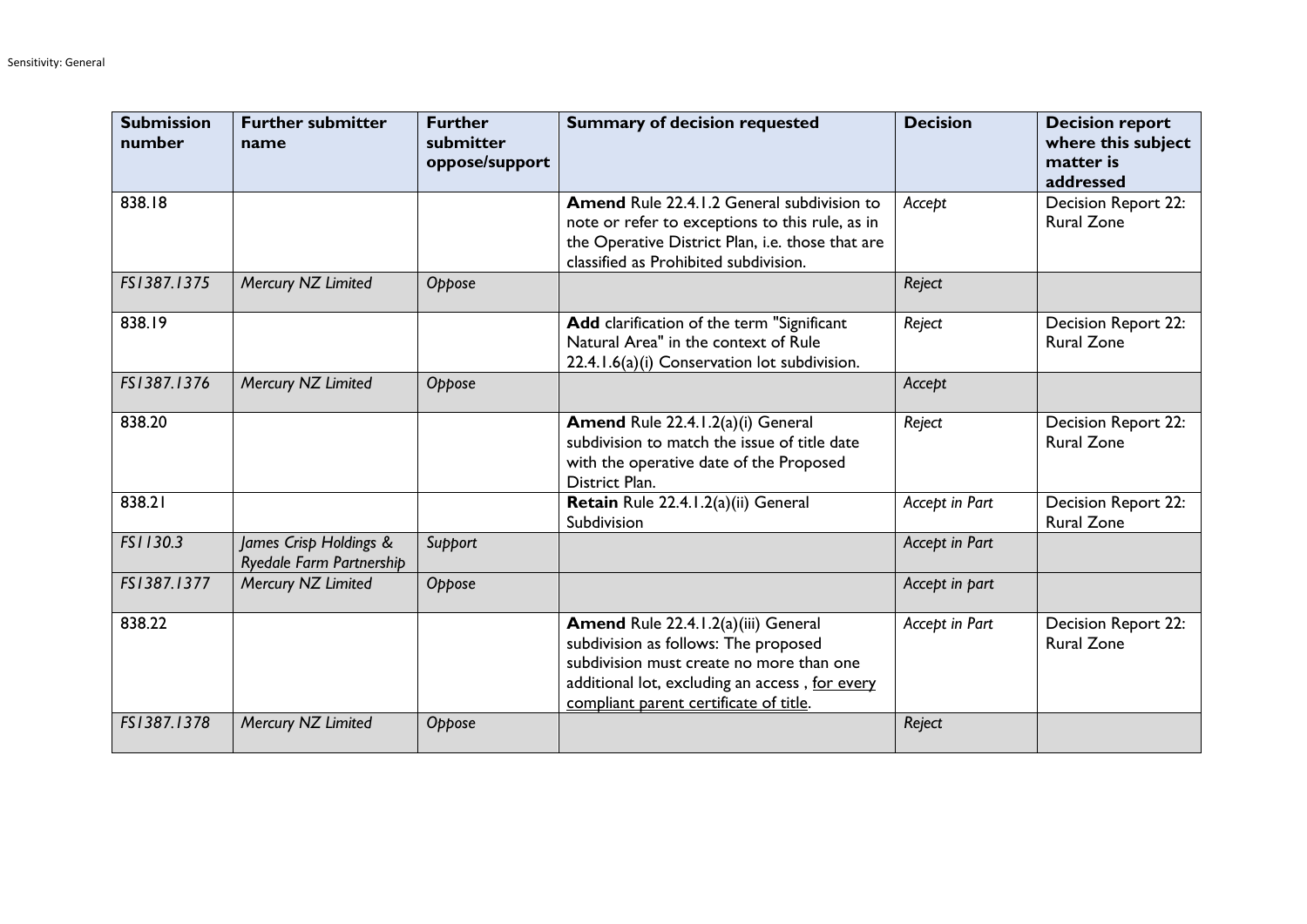| Submission number | Further submitter name | Further submitter oppose/support | Summary of decision requested | Decision | Decision report where this subject matter is addressed |
| --- | --- | --- | --- | --- | --- |
| 838.18 | | | **Amend** Rule 22.4.1.2 General subdivision to note or refer to exceptions to this rule, as in the Operative District Plan, i.e. those that are classified as Prohibited subdivision. | *Accept* | Decision Report 22: Rural Zone |
| *FS1387.1375* | *Mercury NZ Limited* | *Oppose* | | *Reject* | |
| 838.19 | | | **Add** clarification of the term "Significant Natural Area" in the context of Rule 22.4.1.6(a)(i) Conservation lot subdivision. | *Reject* | Decision Report 22: Rural Zone |
| *FS1387.1376* | *Mercury NZ Limited* | *Oppose* | | *Accept* | |
| 838.20 | | | **Amend** Rule 22.4.1.2(a)(i) General subdivision to match the issue of title date with the operative date of the Proposed District Plan. | *Reject* | Decision Report 22: Rural Zone |
| 838.21 | | | **Retain** Rule 22.4.1.2(a)(ii) General Subdivision | *Accept in Part* | Decision Report 22: Rural Zone |
| *FS1130.3* | *James Crisp Holdings & Ryedale Farm Partnership* | *Support* | | *Accept in Part* | |
| *FS1387.1377* | *Mercury NZ Limited* | *Oppose* | | *Accept in part* | |
| 838.22 | | | **Amend** Rule 22.4.1.2(a)(iii) General subdivision as follows: The proposed subdivision must create no more than one additional lot, excluding an access , <u>for every compliant parent certificate of title</u>. | *Accept in Part* | Decision Report 22: Rural Zone |
| *FS1387.1378* | *Mercury NZ Limited* | *Oppose* | | *Reject* | |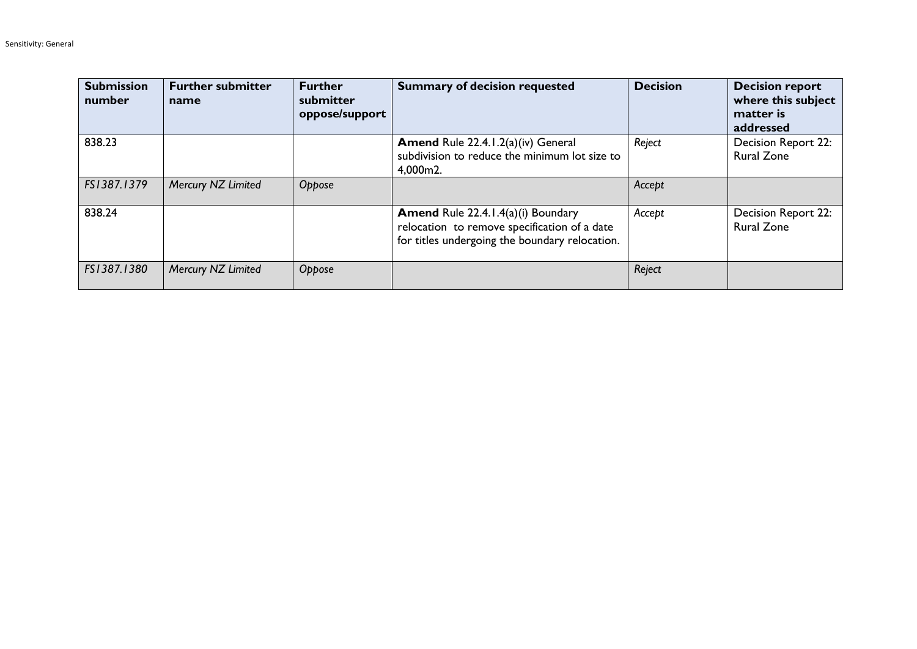| Submission number | Further submitter name | Further submitter oppose/support | Summary of decision requested | Decision | Decision report where this subject matter is addressed |
|---|---|---|---|---|---|
| 838.23 | | | **Amend** Rule 22.4.1.2(a)(iv) General subdivision to reduce the minimum lot size to 4,000m2. | *Reject* | Decision Report 22: Rural Zone |
| *FS1387.1379* | *Mercury NZ Limited* | *Oppose* | | *Accept* | |
| 838.24 | | | **Amend** Rule 22.4.1.4(a)(i) Boundary relocation to remove specification of a date for titles undergoing the boundary relocation. | *Accept* | Decision Report 22: Rural Zone |
| *FS1387.1380* | *Mercury NZ Limited* | *Oppose* | | *Reject* | |